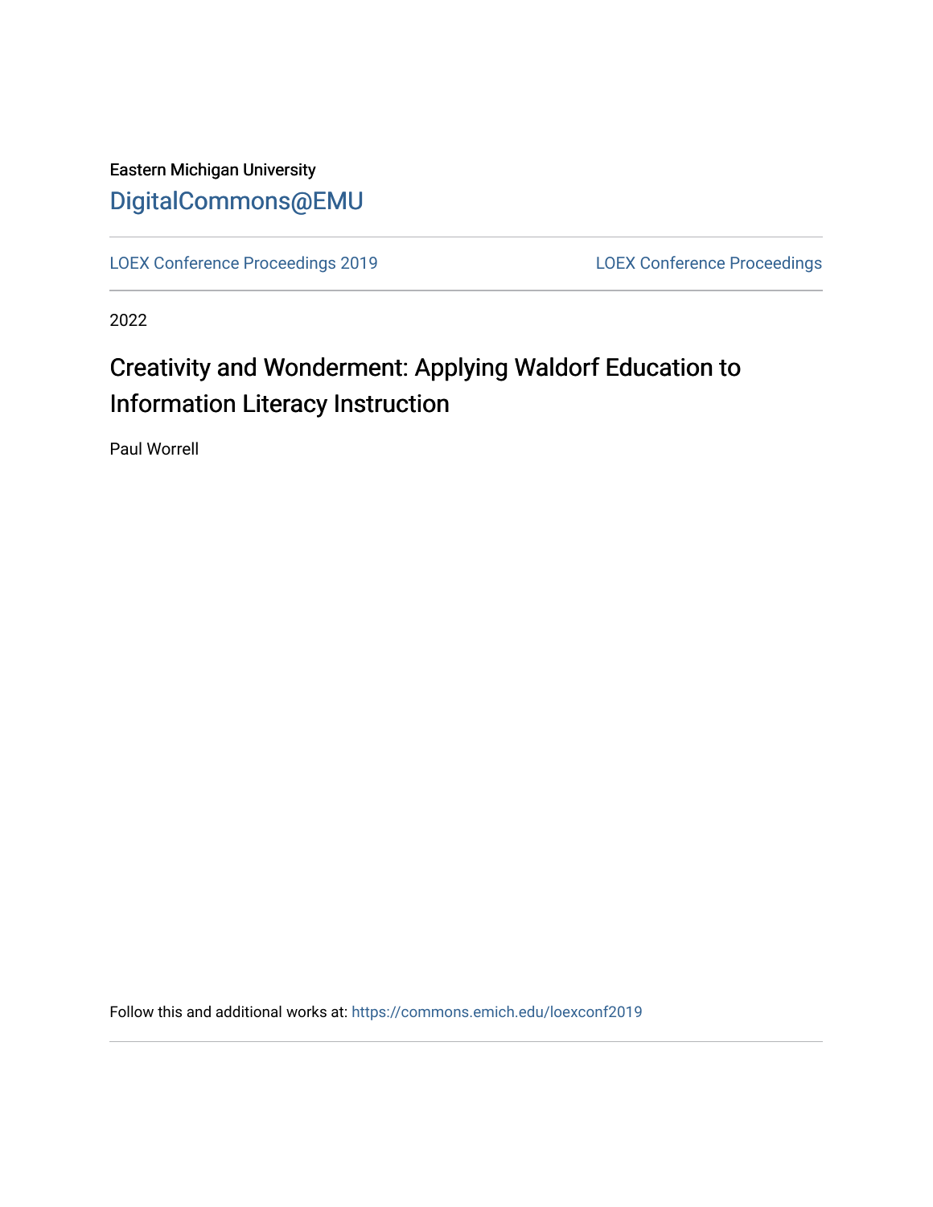Eastern Michigan University

DigitalCommons@EMU

LOEX Conference Proceedings 2019 | LOEX Conference Proceedings

2022

# Creativity and Wonderment: Applying Waldorf Education to Information Literacy Instruction

Paul Worrell

Follow this and additional works at: https://commons.emich.edu/loexconf2019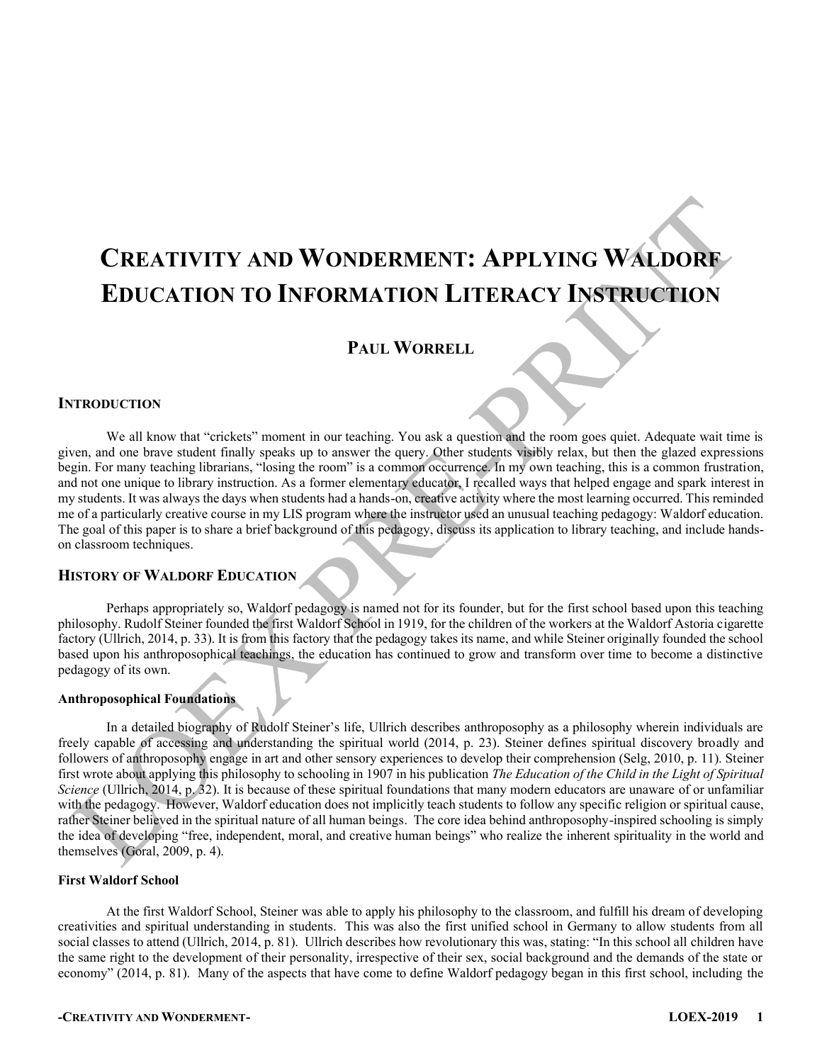# Creativity and Wonderment: Applying Waldorf Education to Information Literacy Instruction

## Paul Worrell

## Introduction

We all know that "crickets" moment in our teaching. You ask a question and the room goes quiet. Adequate wait time is given, and one brave student finally speaks up to answer the query. Other students visibly relax, but then the glazed expressions begin. For many teaching librarians, "losing the room" is a common occurrence. In my own teaching, this is a common frustration, and not one unique to library instruction. As a former elementary educator, I recalled ways that helped engage and spark interest in my students. It was always the days when students had a hands-on, creative activity where the most learning occurred. This reminded me of a particularly creative course in my LIS program where the instructor used an unusual teaching pedagogy: Waldorf education. The goal of this paper is to share a brief background of this pedagogy, discuss its application to library teaching, and include hands-on classroom techniques.

## History of Waldorf Education

Perhaps appropriately so, Waldorf pedagogy is named not for its founder, but for the first school based upon this teaching philosophy. Rudolf Steiner founded the first Waldorf School in 1919, for the children of the workers at the Waldorf Astoria cigarette factory (Ullrich, 2014, p. 33). It is from this factory that the pedagogy takes its name, and while Steiner originally founded the school based upon his anthroposophical teachings, the education has continued to grow and transform over time to become a distinctive pedagogy of its own.

### Anthroposophical Foundations

In a detailed biography of Rudolf Steiner's life, Ullrich describes anthroposophy as a philosophy wherein individuals are freely capable of accessing and understanding the spiritual world (2014, p. 23). Steiner defines spiritual discovery broadly and followers of anthroposophy engage in art and other sensory experiences to develop their comprehension (Selg, 2010, p. 11). Steiner first wrote about applying this philosophy to schooling in 1907 in his publication *The Education of the Child in the Light of Spiritual Science* (Ullrich, 2014, p. 32). It is because of these spiritual foundations that many modern educators are unaware of or unfamiliar with the pedagogy. However, Waldorf education does not implicitly teach students to follow any specific religion or spiritual cause, rather Steiner believed in the spiritual nature of all human beings. The core idea behind anthroposophy-inspired schooling is simply the idea of developing "free, independent, moral, and creative human beings" who realize the inherent spirituality in the world and themselves (Goral, 2009, p. 4).

### First Waldorf School

At the first Waldorf School, Steiner was able to apply his philosophy to the classroom, and fulfill his dream of developing creativities and spiritual understanding in students. This was also the first unified school in Germany to allow students from all social classes to attend (Ullrich, 2014, p. 81). Ullrich describes how revolutionary this was, stating: "In this school all children have the same right to the development of their personality, irrespective of their sex, social background and the demands of the state or economy" (2014, p. 81). Many of the aspects that have come to define Waldorf pedagogy began in this first school, including the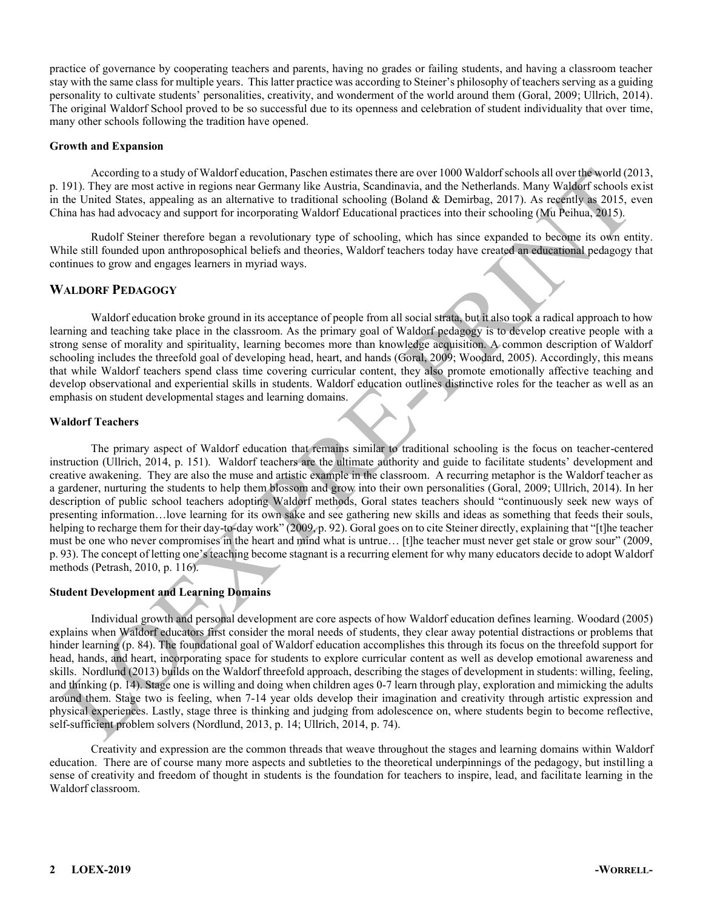practice of governance by cooperating teachers and parents, having no grades or failing students, and having a classroom teacher stay with the same class for multiple years. This latter practice was according to Steiner's philosophy of teachers serving as a guiding personality to cultivate students' personalities, creativity, and wonderment of the world around them (Goral, 2009; Ullrich, 2014). The original Waldorf School proved to be so successful due to its openness and celebration of student individuality that over time, many other schools following the tradition have opened.

### Growth and Expansion

According to a study of Waldorf education, Paschen estimates there are over 1000 Waldorf schools all over the world (2013, p. 191). They are most active in regions near Germany like Austria, Scandinavia, and the Netherlands. Many Waldorf schools exist in the United States, appealing as an alternative to traditional schooling (Boland & Demirbag, 2017). As recently as 2015, even China has had advocacy and support for incorporating Waldorf Educational practices into their schooling (Mu Peihua, 2015).

Rudolf Steiner therefore began a revolutionary type of schooling, which has since expanded to become its own entity. While still founded upon anthroposophical beliefs and theories, Waldorf teachers today have created an educational pedagogy that continues to grow and engages learners in myriad ways.

## Waldorf Pedagogy

Waldorf education broke ground in its acceptance of people from all social strata, but it also took a radical approach to how learning and teaching take place in the classroom. As the primary goal of Waldorf pedagogy is to develop creative people with a strong sense of morality and spirituality, learning becomes more than knowledge acquisition. A common description of Waldorf schooling includes the threefold goal of developing head, heart, and hands (Goral, 2009; Woodard, 2005). Accordingly, this means that while Waldorf teachers spend class time covering curricular content, they also promote emotionally affective teaching and develop observational and experiential skills in students. Waldorf education outlines distinctive roles for the teacher as well as an emphasis on student developmental stages and learning domains.

### Waldorf Teachers

The primary aspect of Waldorf education that remains similar to traditional schooling is the focus on teacher-centered instruction (Ullrich, 2014, p. 151). Waldorf teachers are the ultimate authority and guide to facilitate students' development and creative awakening. They are also the muse and artistic example in the classroom. A recurring metaphor is the Waldorf teacher as a gardener, nurturing the students to help them blossom and grow into their own personalities (Goral, 2009; Ullrich, 2014). In her description of public school teachers adopting Waldorf methods, Goral states teachers should "continuously seek new ways of presenting information…love learning for its own sake and see gathering new skills and ideas as something that feeds their souls, helping to recharge them for their day-to-day work" (2009, p. 92). Goral goes on to cite Steiner directly, explaining that "[t]he teacher must be one who never compromises in the heart and mind what is untrue… [t]he teacher must never get stale or grow sour" (2009, p. 93). The concept of letting one's teaching become stagnant is a recurring element for why many educators decide to adopt Waldorf methods (Petrash, 2010, p. 116).

### Student Development and Learning Domains

Individual growth and personal development are core aspects of how Waldorf education defines learning. Woodard (2005) explains when Waldorf educators first consider the moral needs of students, they clear away potential distractions or problems that hinder learning (p. 84). The foundational goal of Waldorf education accomplishes this through its focus on the threefold support for head, hands, and heart, incorporating space for students to explore curricular content as well as develop emotional awareness and skills. Nordlund (2013) builds on the Waldorf threefold approach, describing the stages of development in students: willing, feeling, and thinking (p. 14). Stage one is willing and doing when children ages 0-7 learn through play, exploration and mimicking the adults around them. Stage two is feeling, when 7-14 year olds develop their imagination and creativity through artistic expression and physical experiences. Lastly, stage three is thinking and judging from adolescence on, where students begin to become reflective, self-sufficient problem solvers (Nordlund, 2013, p. 14; Ullrich, 2014, p. 74).

Creativity and expression are the common threads that weave throughout the stages and learning domains within Waldorf education. There are of course many more aspects and subtleties to the theoretical underpinnings of the pedagogy, but instilling a sense of creativity and freedom of thought in students is the foundation for teachers to inspire, lead, and facilitate learning in the Waldorf classroom.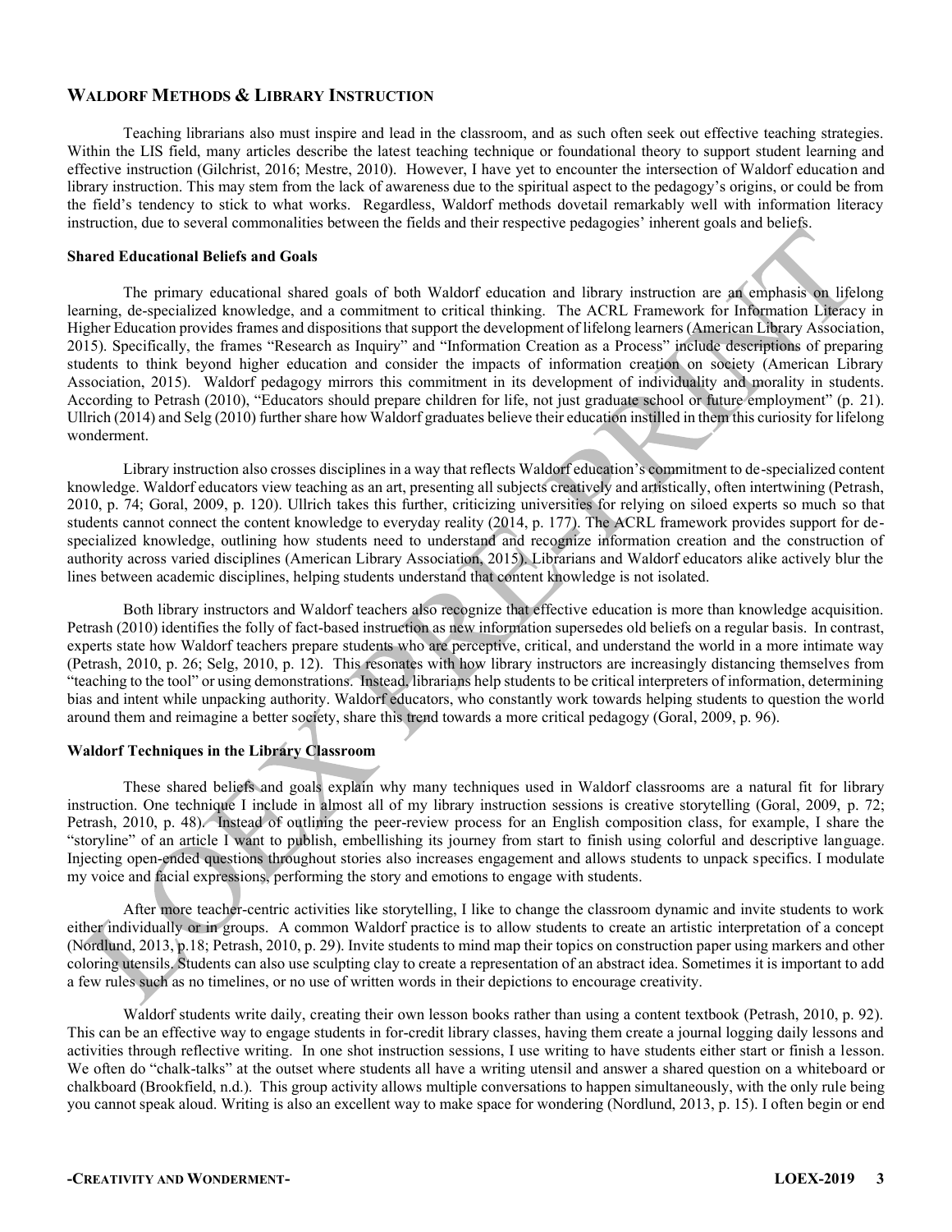## Waldorf Methods & Library Instruction

Teaching librarians also must inspire and lead in the classroom, and as such often seek out effective teaching strategies. Within the LIS field, many articles describe the latest teaching technique or foundational theory to support student learning and effective instruction (Gilchrist, 2016; Mestre, 2010). However, I have yet to encounter the intersection of Waldorf education and library instruction. This may stem from the lack of awareness due to the spiritual aspect to the pedagogy's origins, or could be from the field's tendency to stick to what works. Regardless, Waldorf methods dovetail remarkably well with information literacy instruction, due to several commonalities between the fields and their respective pedagogies' inherent goals and beliefs.

### Shared Educational Beliefs and Goals

The primary educational shared goals of both Waldorf education and library instruction are an emphasis on lifelong learning, de-specialized knowledge, and a commitment to critical thinking. The ACRL Framework for Information Literacy in Higher Education provides frames and dispositions that support the development of lifelong learners (American Library Association, 2015). Specifically, the frames "Research as Inquiry" and "Information Creation as a Process" include descriptions of preparing students to think beyond higher education and consider the impacts of information creation on society (American Library Association, 2015). Waldorf pedagogy mirrors this commitment in its development of individuality and morality in students. According to Petrash (2010), "Educators should prepare children for life, not just graduate school or future employment" (p. 21). Ullrich (2014) and Selg (2010) further share how Waldorf graduates believe their education instilled in them this curiosity for lifelong wonderment.

Library instruction also crosses disciplines in a way that reflects Waldorf education's commitment to de-specialized content knowledge. Waldorf educators view teaching as an art, presenting all subjects creatively and artistically, often intertwining (Petrash, 2010, p. 74; Goral, 2009, p. 120). Ullrich takes this further, criticizing universities for relying on siloed experts so much so that students cannot connect the content knowledge to everyday reality (2014, p. 177). The ACRL framework provides support for de-specialized knowledge, outlining how students need to understand and recognize information creation and the construction of authority across varied disciplines (American Library Association, 2015). Librarians and Waldorf educators alike actively blur the lines between academic disciplines, helping students understand that content knowledge is not isolated.

Both library instructors and Waldorf teachers also recognize that effective education is more than knowledge acquisition. Petrash (2010) identifies the folly of fact-based instruction as new information supersedes old beliefs on a regular basis. In contrast, experts state how Waldorf teachers prepare students who are perceptive, critical, and understand the world in a more intimate way (Petrash, 2010, p. 26; Selg, 2010, p. 12). This resonates with how library instructors are increasingly distancing themselves from "teaching to the tool" or using demonstrations. Instead, librarians help students to be critical interpreters of information, determining bias and intent while unpacking authority. Waldorf educators, who constantly work towards helping students to question the world around them and reimagine a better society, share this trend towards a more critical pedagogy (Goral, 2009, p. 96).

### Waldorf Techniques in the Library Classroom

These shared beliefs and goals explain why many techniques used in Waldorf classrooms are a natural fit for library instruction. One technique I include in almost all of my library instruction sessions is creative storytelling (Goral, 2009, p. 72; Petrash, 2010, p. 48). Instead of outlining the peer-review process for an English composition class, for example, I share the "storyline" of an article I want to publish, embellishing its journey from start to finish using colorful and descriptive language. Injecting open-ended questions throughout stories also increases engagement and allows students to unpack specifics. I modulate my voice and facial expressions, performing the story and emotions to engage with students.

After more teacher-centric activities like storytelling, I like to change the classroom dynamic and invite students to work either individually or in groups. A common Waldorf practice is to allow students to create an artistic interpretation of a concept (Nordlund, 2013, p.18; Petrash, 2010, p. 29). Invite students to mind map their topics on construction paper using markers and other coloring utensils. Students can also use sculpting clay to create a representation of an abstract idea. Sometimes it is important to add a few rules such as no timelines, or no use of written words in their depictions to encourage creativity.

Waldorf students write daily, creating their own lesson books rather than using a content textbook (Petrash, 2010, p. 92). This can be an effective way to engage students in for-credit library classes, having them create a journal logging daily lessons and activities through reflective writing. In one shot instruction sessions, I use writing to have students either start or finish a lesson. We often do "chalk-talks" at the outset where students all have a writing utensil and answer a shared question on a whiteboard or chalkboard (Brookfield, n.d.). This group activity allows multiple conversations to happen simultaneously, with the only rule being you cannot speak aloud. Writing is also an excellent way to make space for wondering (Nordlund, 2013, p. 15). I often begin or end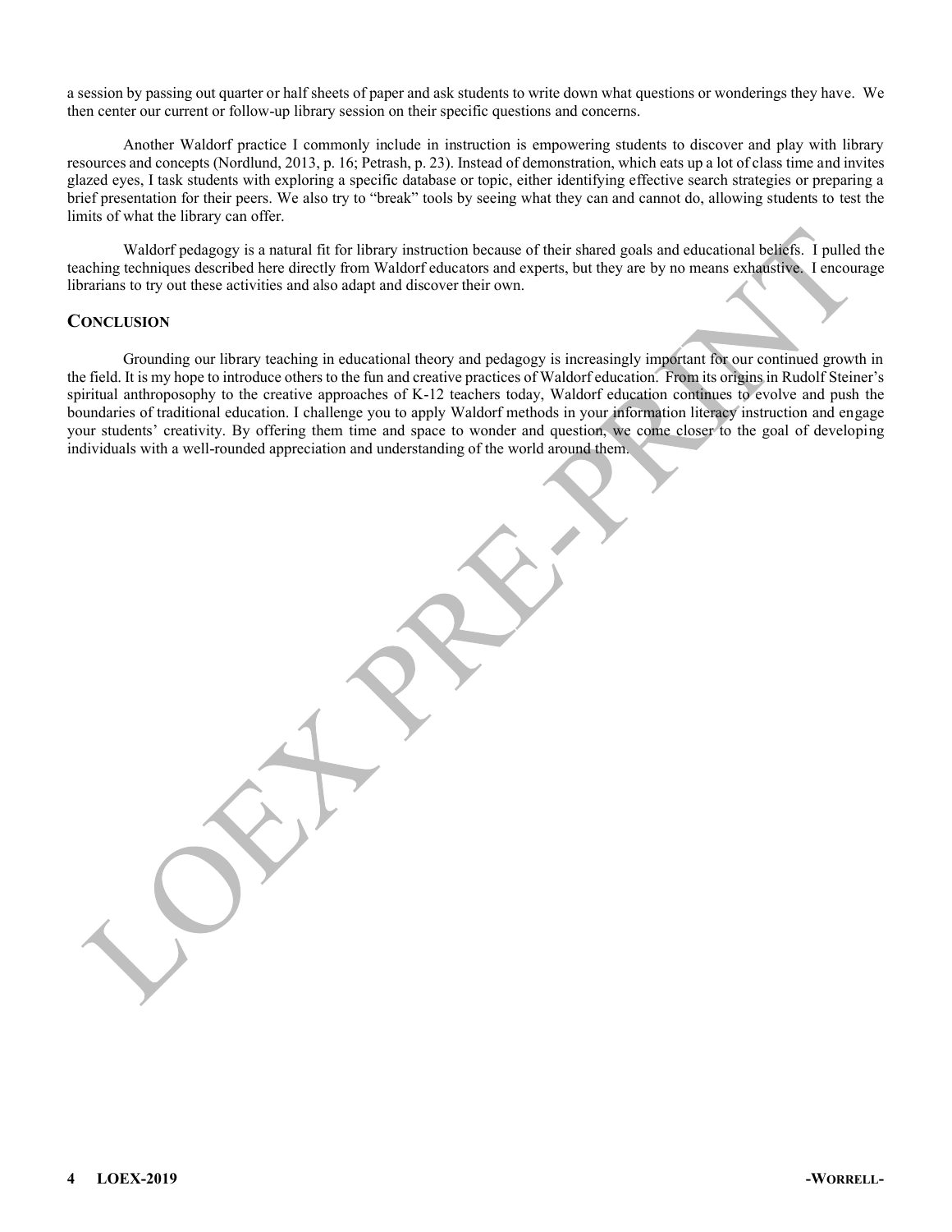a session by passing out quarter or half sheets of paper and ask students to write down what questions or wonderings they have. We then center our current or follow-up library session on their specific questions and concerns.

Another Waldorf practice I commonly include in instruction is empowering students to discover and play with library resources and concepts (Nordlund, 2013, p. 16; Petrash, p. 23). Instead of demonstration, which eats up a lot of class time and invites glazed eyes, I task students with exploring a specific database or topic, either identifying effective search strategies or preparing a brief presentation for their peers. We also try to "break" tools by seeing what they can and cannot do, allowing students to test the limits of what the library can offer.

Waldorf pedagogy is a natural fit for library instruction because of their shared goals and educational beliefs. I pulled the teaching techniques described here directly from Waldorf educators and experts, but they are by no means exhaustive. I encourage librarians to try out these activities and also adapt and discover their own.

## CONCLUSION

Grounding our library teaching in educational theory and pedagogy is increasingly important for our continued growth in the field. It is my hope to introduce others to the fun and creative practices of Waldorf education. From its origins in Rudolf Steiner's spiritual anthroposophy to the creative approaches of K-12 teachers today, Waldorf education continues to evolve and push the boundaries of traditional education. I challenge you to apply Waldorf methods in your information literacy instruction and engage your students' creativity. By offering them time and space to wonder and question, we come closer to the goal of developing individuals with a well-rounded appreciation and understanding of the world around them.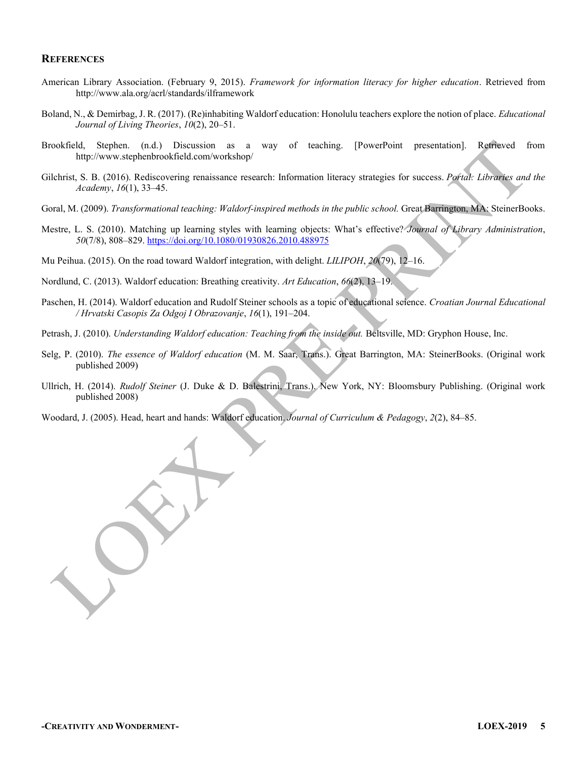## REFERENCES

American Library Association. (February 9, 2015). *Framework for information literacy for higher education*. Retrieved from http://www.ala.org/acrl/standards/ilframework

Boland, N., & Demirbag, J. R. (2017). (Re)inhabiting Waldorf education: Honolulu teachers explore the notion of place. *Educational Journal of Living Theories*, *10*(2), 20–51.

Brookfield, Stephen. (n.d.) Discussion as a way of teaching. [PowerPoint presentation]. Retrieved from http://www.stephenbrookfield.com/workshop/

Gilchrist, S. B. (2016). Rediscovering renaissance research: Information literacy strategies for success. *Portal: Libraries and the Academy*, *16*(1), 33–45.

Goral, M. (2009). *Transformational teaching: Waldorf-inspired methods in the public school.* Great Barrington, MA: SteinerBooks.

Mestre, L. S. (2010). Matching up learning styles with learning objects: What's effective? *Journal of Library Administration*, *50*(7/8), 808–829. https://doi.org/10.1080/01930826.2010.488975

Mu Peihua. (2015). On the road toward Waldorf integration, with delight. *LILIPOH*, *20*(79), 12–16.

Nordlund, C. (2013). Waldorf education: Breathing creativity. *Art Education*, *66*(2), 13–19.

Paschen, H. (2014). Waldorf education and Rudolf Steiner schools as a topic of educational science. *Croatian Journal Educational / Hrvatski Casopis Za Odgoj I Obrazovanje*, *16*(1), 191–204.

Petrash, J. (2010). *Understanding Waldorf education: Teaching from the inside out.* Beltsville, MD: Gryphon House, Inc.

Selg, P. (2010). *The essence of Waldorf education* (M. M. Saar, Trans.). Great Barrington, MA: SteinerBooks. (Original work published 2009)

Ullrich, H. (2014). *Rudolf Steiner* (J. Duke & D. Balestrini, Trans.). New York, NY: Bloomsbury Publishing. (Original work published 2008)

Woodard, J. (2005). Head, heart and hands: Waldorf education. *Journal of Curriculum & Pedagogy*, *2*(2), 84–85.